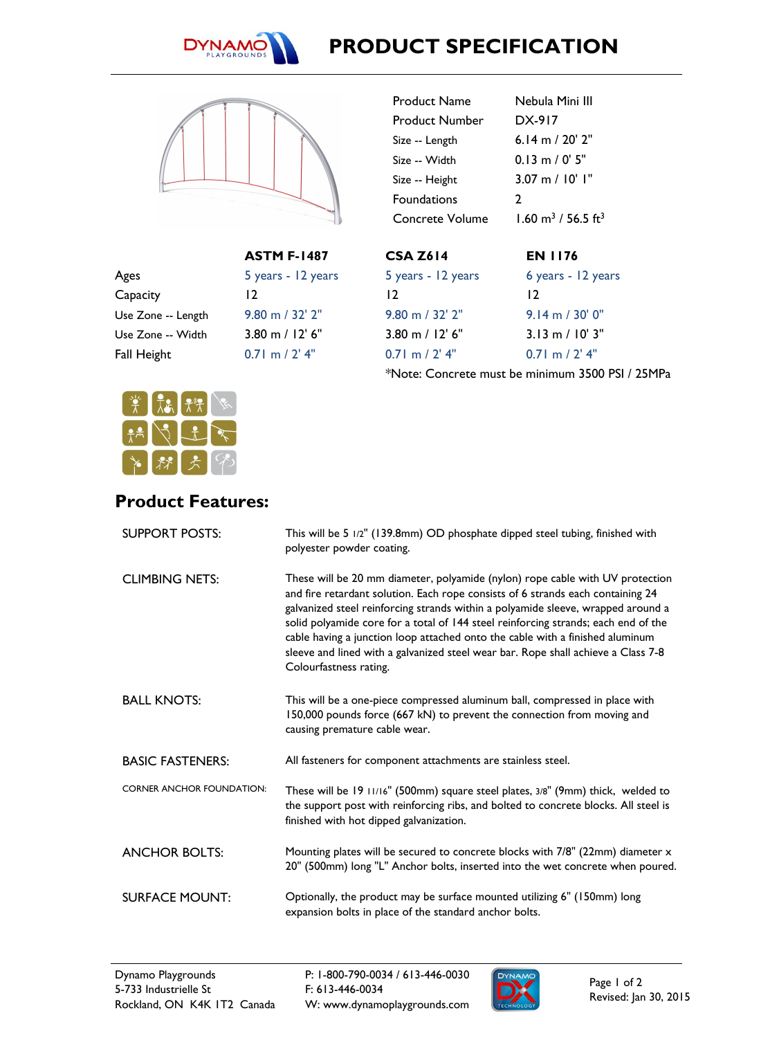# PRODUCT SPECIFICATION

| | |
|---|---|
| Product Name | Nebula Mini III |
| Product Number | DX-917 |
| Size -- Length | 6.14 m / 20' 2" |
| Size -- Width | 0.13 m / 0' 5" |
| Size -- Height | 3.07 m / 10' 1" |
| Foundations | 2 |
| Concrete Volume | 1.60 m$^3$ / 56.5 ft$^3$ |

| | ASTM F-1487 | CSA Z614 | EN 1176 |
|---|---|---|---|
| Ages | 5 years - 12 years | 5 years - 12 years | 6 years - 12 years |
| Capacity | 12 | 12 | 12 |
| Use Zone -- Length | 9.80 m / 32' 2" | 9.80 m / 32' 2" | 9.14 m / 30' 0" |
| Use Zone -- Width | 3.80 m / 12' 6" | 3.80 m / 12' 6" | 3.13 m / 10' 3" |
| Fall Height | 0.71 m / 2' 4" | 0.71 m / 2' 4" | 0.71 m / 2' 4" |

*Note: Concrete must be minimum 3500 PSI / 25MPa

## Product Features:

| | |
|---|---|
| SUPPORT POSTS: | This will be 5 1/2" (139.8mm) OD phosphate dipped steel tubing, finished with polyester powder coating. |
| CLIMBING NETS: | These will be 20 mm diameter, polyamide (nylon) rope cable with UV protection and fire retardant solution. Each rope consists of 6 strands each containing 24 galvanized steel reinforcing strands within a polyamide sleeve, wrapped around a solid polyamide core for a total of 144 steel reinforcing strands; each end of the cable having a junction loop attached onto the cable with a finished aluminum sleeve and lined with a galvanized steel wear bar. Rope shall achieve a Class 7-8 Colourfastness rating. |
| BALL KNOTS: | This will be a one-piece compressed aluminum ball, compressed in place with 150,000 pounds force (667 kN) to prevent the connection from moving and causing premature cable wear. |
| BASIC FASTENERS: | All fasteners for component attachments are stainless steel. |
| CORNER ANCHOR FOUNDATION: | These will be 19 11/16" (500mm) square steel plates, 3/8" (9mm) thick, welded to the support post with reinforcing ribs, and bolted to concrete blocks. All steel is finished with hot dipped galvanization. |
| ANCHOR BOLTS: | Mounting plates will be secured to concrete blocks with 7/8" (22mm) diameter x 20" (500mm) long "L" Anchor bolts, inserted into the wet concrete when poured. |
| SURFACE MOUNT: | Optionally, the product may be surface mounted utilizing 6" (150mm) long expansion bolts in place of the standard anchor bolts. |

Dynamo Playgrounds
5-733 Industrielle St
Rockland, ON K4K 1T2 Canada

P: 1-800-790-0034 / 613-446-0030
F: 613-446-0034
W: www.dynamoplaygrounds.com

Revised: Jan 30, 2015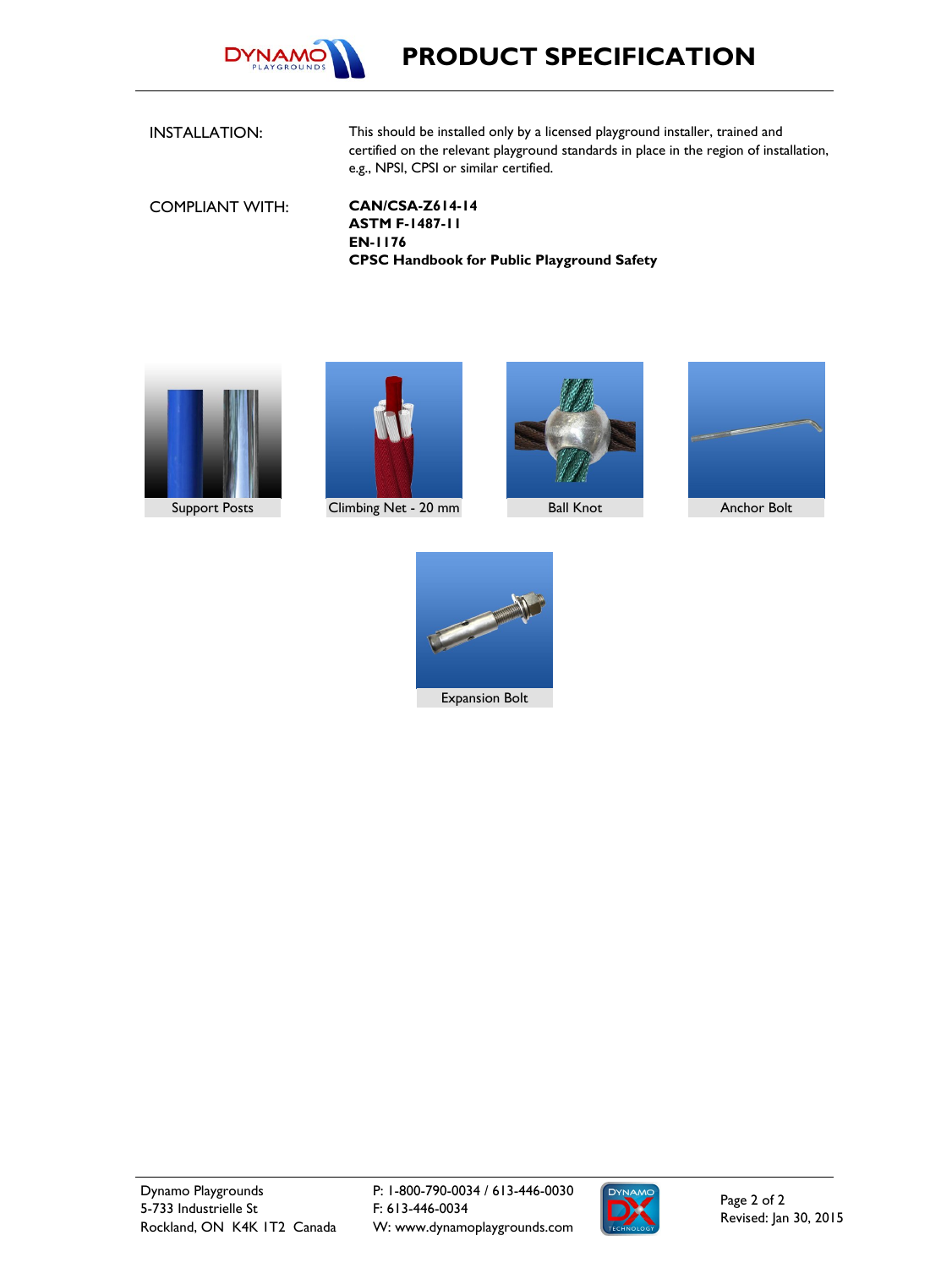| | |
|---|---|
| INSTALLATION: | This should be installed only by a licensed playground installer, trained and certified on the relevant playground standards in place in the region of installation, e.g., NPSI, CPSI or similar certified. |
| COMPLIANT WITH: | **CAN/CSA-Z614-14**<br>**ASTM F-1487-11**<br>**EN-1176**<br>**CPSC Handbook for Public Playground Safety** |

Support Posts

Climbing Net - 20 mm

Ball Knot

Anchor Bolt

Expansion Bolt

Dynamo Playgrounds
5-733 Industrielle St
Rockland, ON K4K 1T2 Canada

P: 1-800-790-0034 / 613-446-0030
F: 613-446-0034
W: www.dynamoplaygrounds.com

Revised: Jan 30, 2015